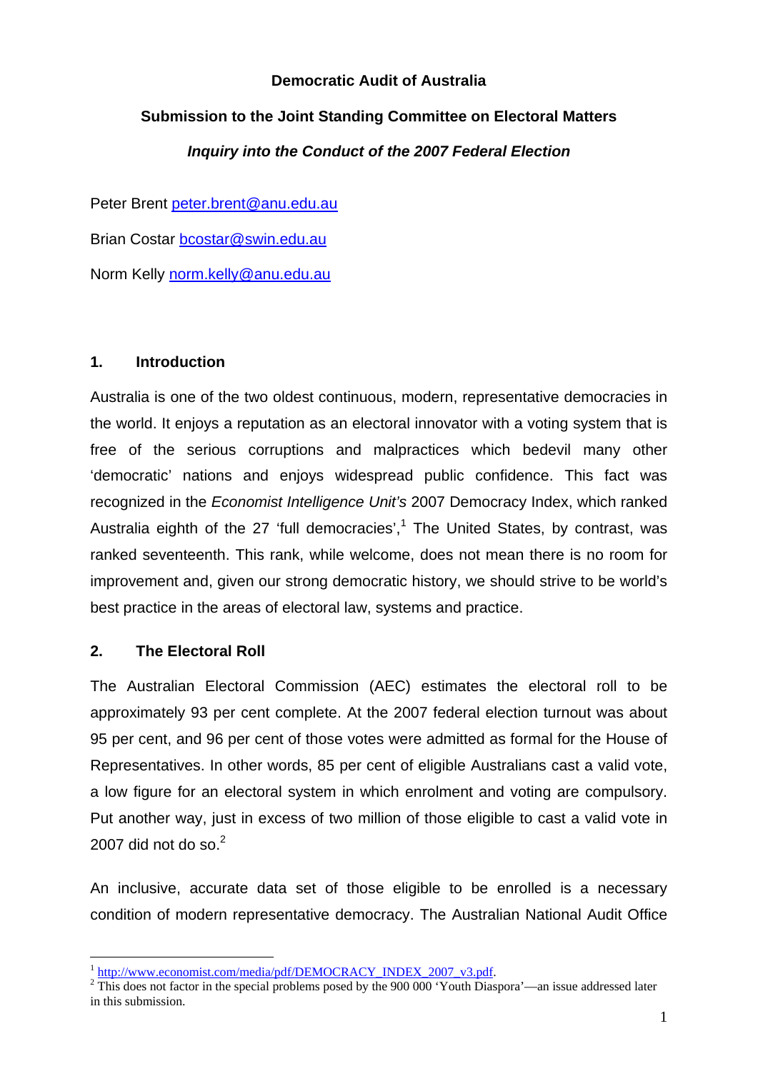**Democratic Audit of Australia**

**Submission to the Joint Standing Committee on Electoral Matters**

***Inquiry into the Conduct of the 2007 Federal Election***

Peter Brent peter.brent@anu.edu.au

Brian Costar bcostar@swin.edu.au

Norm Kelly norm.kelly@anu.edu.au

## 1. Introduction

Australia is one of the two oldest continuous, modern, representative democracies in the world. It enjoys a reputation as an electoral innovator with a voting system that is free of the serious corruptions and malpractices which bedevil many other 'democratic' nations and enjoys widespread public confidence. This fact was recognized in the *Economist Intelligence Unit's* 2007 Democracy Index, which ranked Australia eighth of the 27 'full democracies',[1] The United States, by contrast, was ranked seventeenth. This rank, while welcome, does not mean there is no room for improvement and, given our strong democratic history, we should strive to be world's best practice in the areas of electoral law, systems and practice.

## 2. The Electoral Roll

The Australian Electoral Commission (AEC) estimates the electoral roll to be approximately 93 per cent complete. At the 2007 federal election turnout was about 95 per cent, and 96 per cent of those votes were admitted as formal for the House of Representatives. In other words, 85 per cent of eligible Australians cast a valid vote, a low figure for an electoral system in which enrolment and voting are compulsory. Put another way, just in excess of two million of those eligible to cast a valid vote in 2007 did not do so.[2]

An inclusive, accurate data set of those eligible to be enrolled is a necessary condition of modern representative democracy. The Australian National Audit Office

---

[1] http://www.economist.com/media/pdf/DEMOCRACY_INDEX_2007_v3.pdf.

[2] This does not factor in the special problems posed by the 900 000 'Youth Diaspora'—an issue addressed later in this submission.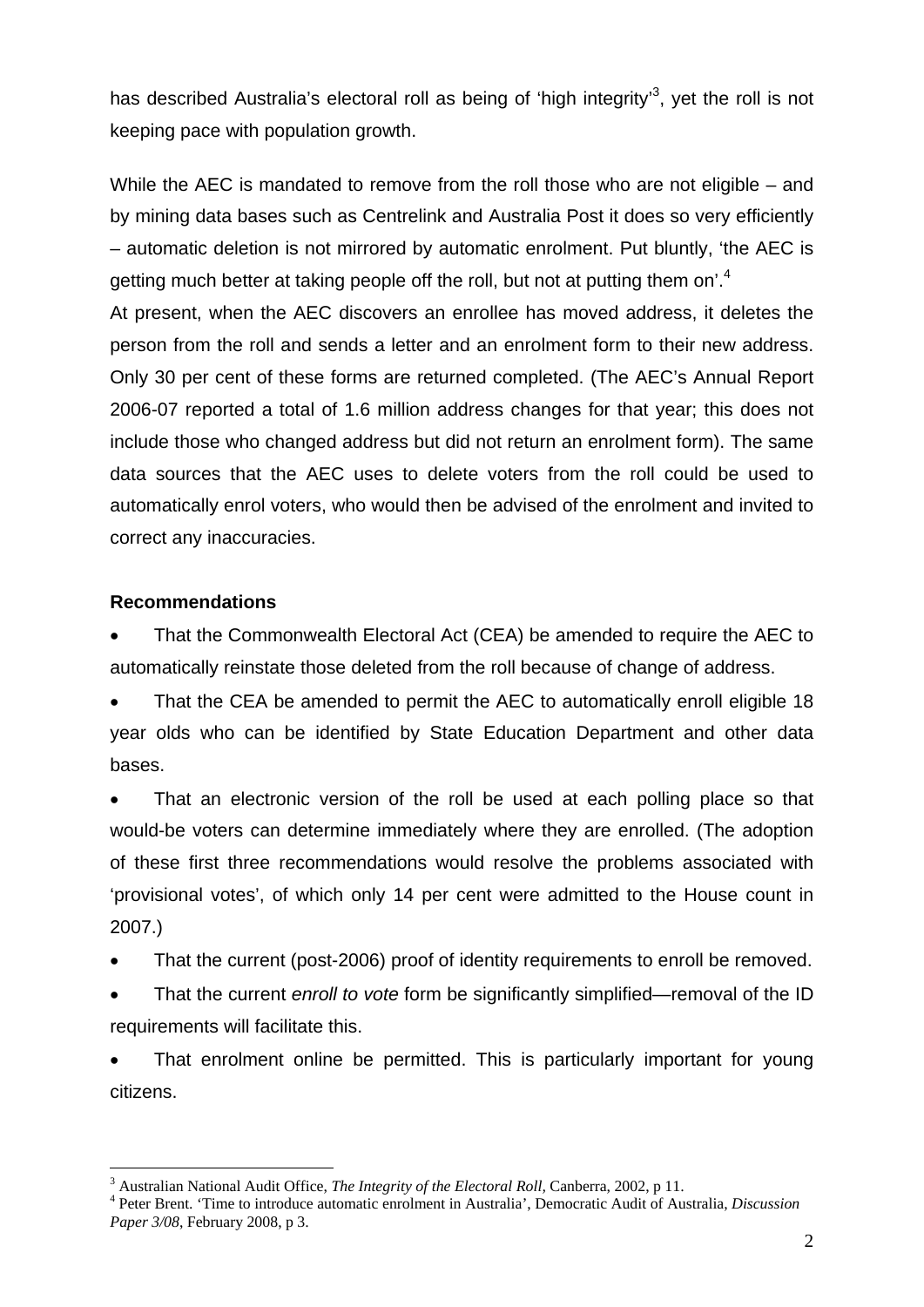has described Australia's electoral roll as being of 'high integrity'[3], yet the roll is not keeping pace with population growth.

While the AEC is mandated to remove from the roll those who are not eligible – and by mining data bases such as Centrelink and Australia Post it does so very efficiently – automatic deletion is not mirrored by automatic enrolment. Put bluntly, 'the AEC is getting much better at taking people off the roll, but not at putting them on'.[4]

At present, when the AEC discovers an enrollee has moved address, it deletes the person from the roll and sends a letter and an enrolment form to their new address. Only 30 per cent of these forms are returned completed. (The AEC's Annual Report 2006-07 reported a total of 1.6 million address changes for that year; this does not include those who changed address but did not return an enrolment form). The same data sources that the AEC uses to delete voters from the roll could be used to automatically enrol voters, who would then be advised of the enrolment and invited to correct any inaccuracies.

**Recommendations**

- That the Commonwealth Electoral Act (CEA) be amended to require the AEC to automatically reinstate those deleted from the roll because of change of address.
- That the CEA be amended to permit the AEC to automatically enroll eligible 18 year olds who can be identified by State Education Department and other data bases.
- That an electronic version of the roll be used at each polling place so that would-be voters can determine immediately where they are enrolled. (The adoption of these first three recommendations would resolve the problems associated with 'provisional votes', of which only 14 per cent were admitted to the House count in 2007.)
- That the current (post-2006) proof of identity requirements to enroll be removed.
- That the current *enroll to vote* form be significantly simplified—removal of the ID requirements will facilitate this.
- That enrolment online be permitted. This is particularly important for young citizens.

[3] Australian National Audit Office, *The Integrity of the Electoral Roll*, Canberra, 2002, p 11.

[4] Peter Brent. 'Time to introduce automatic enrolment in Australia', Democratic Audit of Australia, *Discussion Paper 3/08*, February 2008, p 3.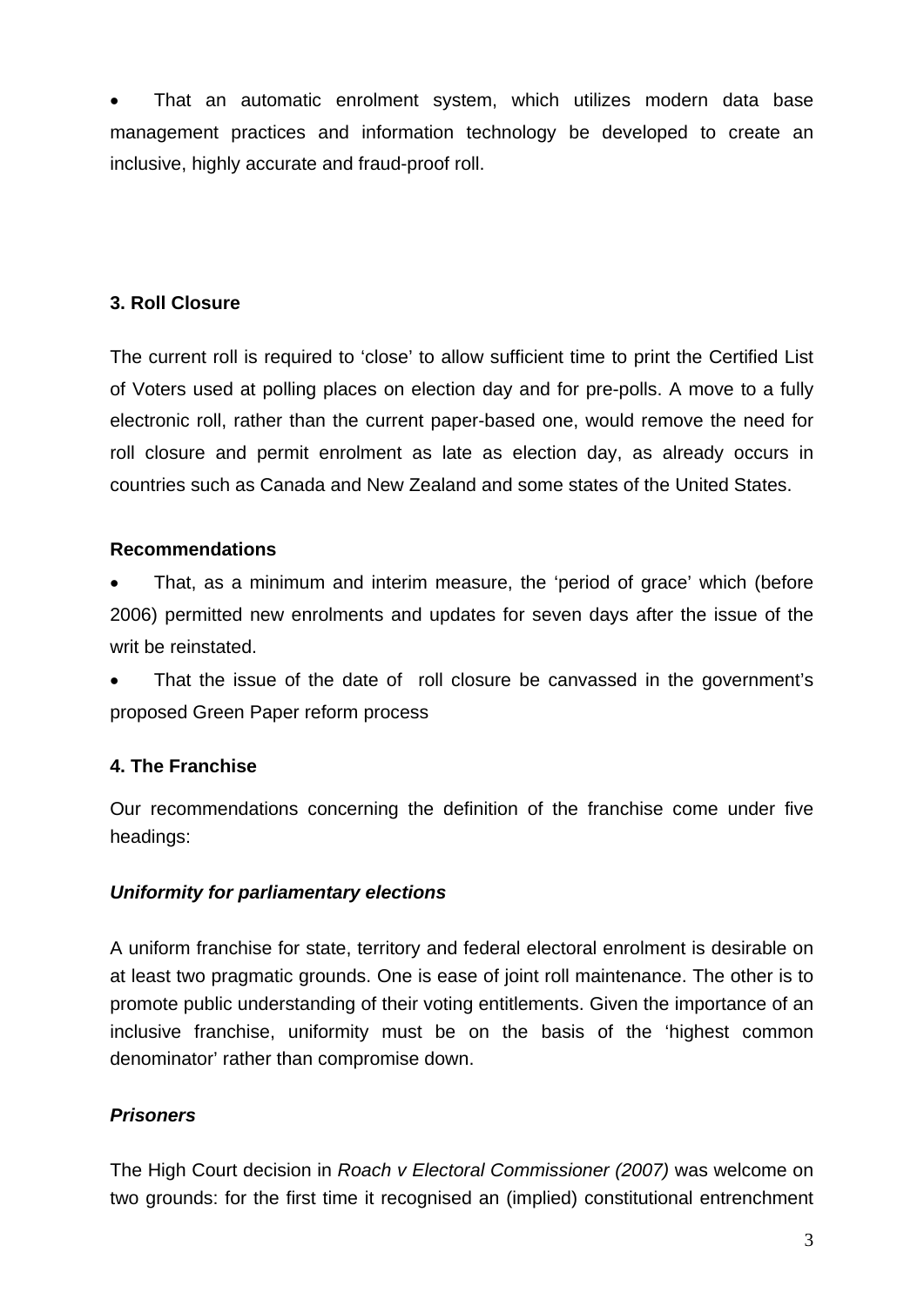- That an automatic enrolment system, which utilizes modern data base management practices and information technology be developed to create an inclusive, highly accurate and fraud-proof roll.

### 3. Roll Closure

The current roll is required to 'close' to allow sufficient time to print the Certified List of Voters used at polling places on election day and for pre-polls. A move to a fully electronic roll, rather than the current paper-based one, would remove the need for roll closure and permit enrolment as late as election day, as already occurs in countries such as Canada and New Zealand and some states of the United States.

**Recommendations**

- That, as a minimum and interim measure, the 'period of grace' which (before 2006) permitted new enrolments and updates for seven days after the issue of the writ be reinstated.
- That the issue of the date of roll closure be canvassed in the government's proposed Green Paper reform process

### 4. The Franchise

Our recommendations concerning the definition of the franchise come under five headings:

***Uniformity for parliamentary elections***

A uniform franchise for state, territory and federal electoral enrolment is desirable on at least two pragmatic grounds. One is ease of joint roll maintenance. The other is to promote public understanding of their voting entitlements. Given the importance of an inclusive franchise, uniformity must be on the basis of the 'highest common denominator' rather than compromise down.

***Prisoners***

The High Court decision in *Roach v Electoral Commissioner (2007)* was welcome on two grounds: for the first time it recognised an (implied) constitutional entrenchment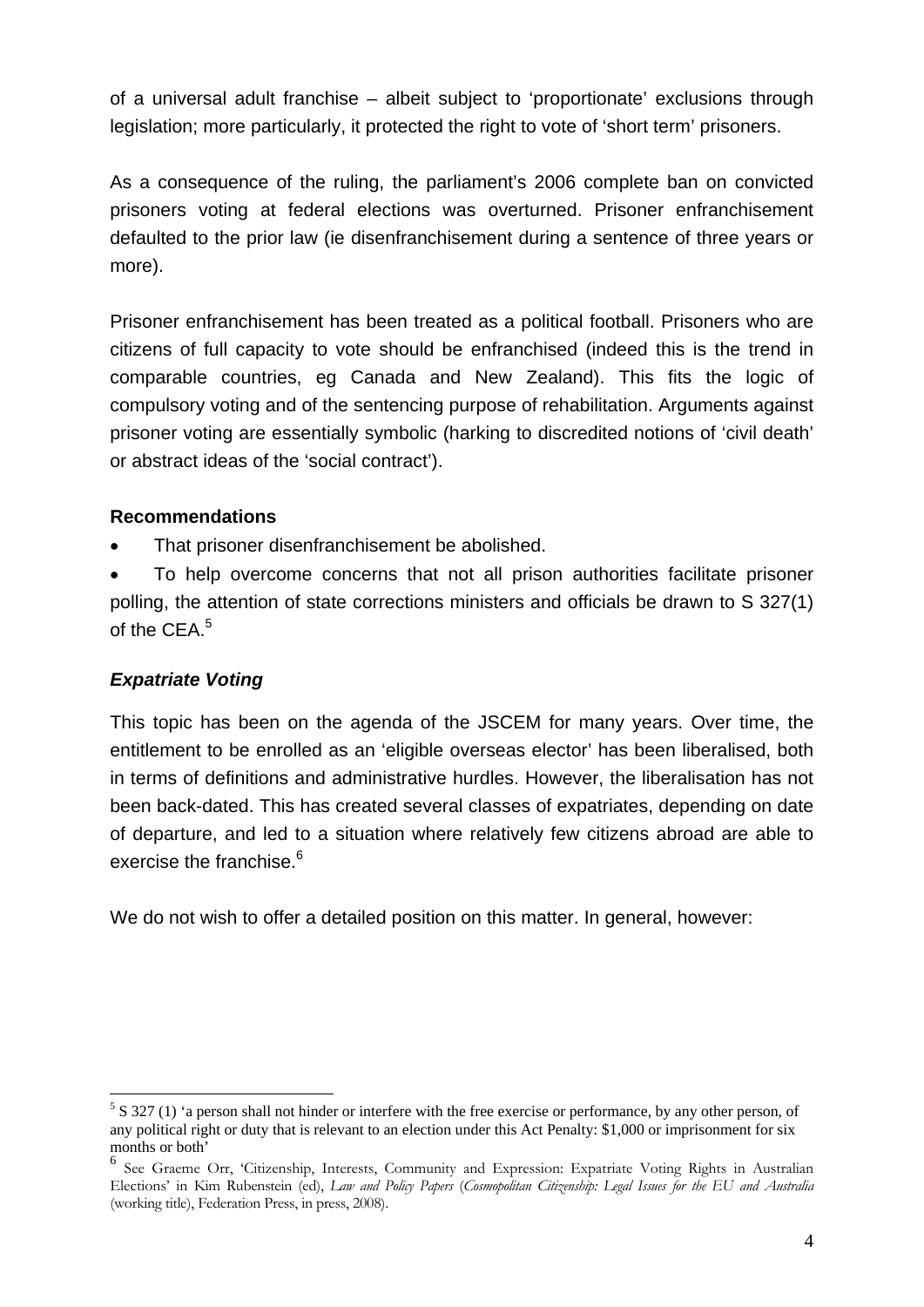of a universal adult franchise – albeit subject to 'proportionate' exclusions through legislation; more particularly, it protected the right to vote of 'short term' prisoners.

As a consequence of the ruling, the parliament's 2006 complete ban on convicted prisoners voting at federal elections was overturned. Prisoner enfranchisement defaulted to the prior law (ie disenfranchisement during a sentence of three years or more).

Prisoner enfranchisement has been treated as a political football. Prisoners who are citizens of full capacity to vote should be enfranchised (indeed this is the trend in comparable countries, eg Canada and New Zealand). This fits the logic of compulsory voting and of the sentencing purpose of rehabilitation. Arguments against prisoner voting are essentially symbolic (harking to discredited notions of 'civil death' or abstract ideas of the 'social contract').

**Recommendations**

- That prisoner disenfranchisement be abolished.
- To help overcome concerns that not all prison authorities facilitate prisoner polling, the attention of state corrections ministers and officials be drawn to S 327(1) of the CEA.[5]

### *Expatriate Voting*

This topic has been on the agenda of the JSCEM for many years. Over time, the entitlement to be enrolled as an 'eligible overseas elector' has been liberalised, both in terms of definitions and administrative hurdles. However, the liberalisation has not been back-dated. This has created several classes of expatriates, depending on date of departure, and led to a situation where relatively few citizens abroad are able to exercise the franchise.[6]

We do not wish to offer a detailed position on this matter. In general, however:

---

[5] S 327 (1) 'a person shall not hinder or interfere with the free exercise or performance, by any other person, of any political right or duty that is relevant to an election under this Act Penalty: $1,000 or imprisonment for six months or both'

[6] See Graeme Orr, 'Citizenship, Interests, Community and Expression: Expatriate Voting Rights in Australian Elections' in Kim Rubenstein (ed), *Law and Policy Papers* (*Cosmopolitan Citizenship: Legal Issues for the EU and Australia* (working title), Federation Press, in press, 2008).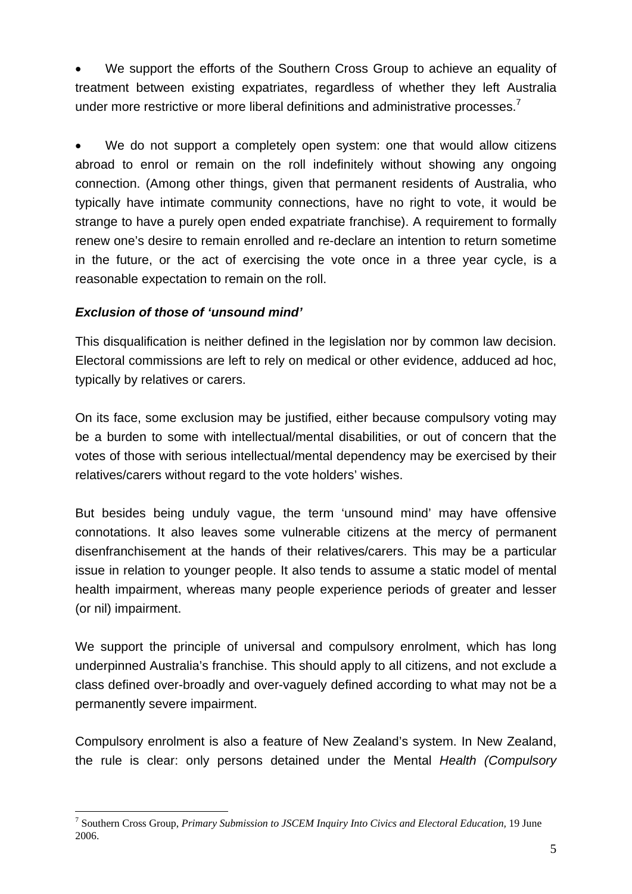- We support the efforts of the Southern Cross Group to achieve an equality of treatment between existing expatriates, regardless of whether they left Australia under more restrictive or more liberal definitions and administrative processes.[7]

- We do not support a completely open system: one that would allow citizens abroad to enrol or remain on the roll indefinitely without showing any ongoing connection. (Among other things, given that permanent residents of Australia, who typically have intimate community connections, have no right to vote, it would be strange to have a purely open ended expatriate franchise). A requirement to formally renew one's desire to remain enrolled and re-declare an intention to return sometime in the future, or the act of exercising the vote once in a three year cycle, is a reasonable expectation to remain on the roll.

### *Exclusion of those of 'unsound mind'*

This disqualification is neither defined in the legislation nor by common law decision. Electoral commissions are left to rely on medical or other evidence, adduced ad hoc, typically by relatives or carers.

On its face, some exclusion may be justified, either because compulsory voting may be a burden to some with intellectual/mental disabilities, or out of concern that the votes of those with serious intellectual/mental dependency may be exercised by their relatives/carers without regard to the vote holders' wishes.

But besides being unduly vague, the term 'unsound mind' may have offensive connotations. It also leaves some vulnerable citizens at the mercy of permanent disenfranchisement at the hands of their relatives/carers. This may be a particular issue in relation to younger people. It also tends to assume a static model of mental health impairment, whereas many people experience periods of greater and lesser (or nil) impairment.

We support the principle of universal and compulsory enrolment, which has long underpinned Australia's franchise. This should apply to all citizens, and not exclude a class defined over-broadly and over-vaguely defined according to what may not be a permanently severe impairment.

Compulsory enrolment is also a feature of New Zealand's system. In New Zealand, the rule is clear: only persons detained under the Mental *Health (Compulsory*

---

[7] Southern Cross Group, *Primary Submission to JSCEM Inquiry Into Civics and Electoral Education,* 19 June 2006.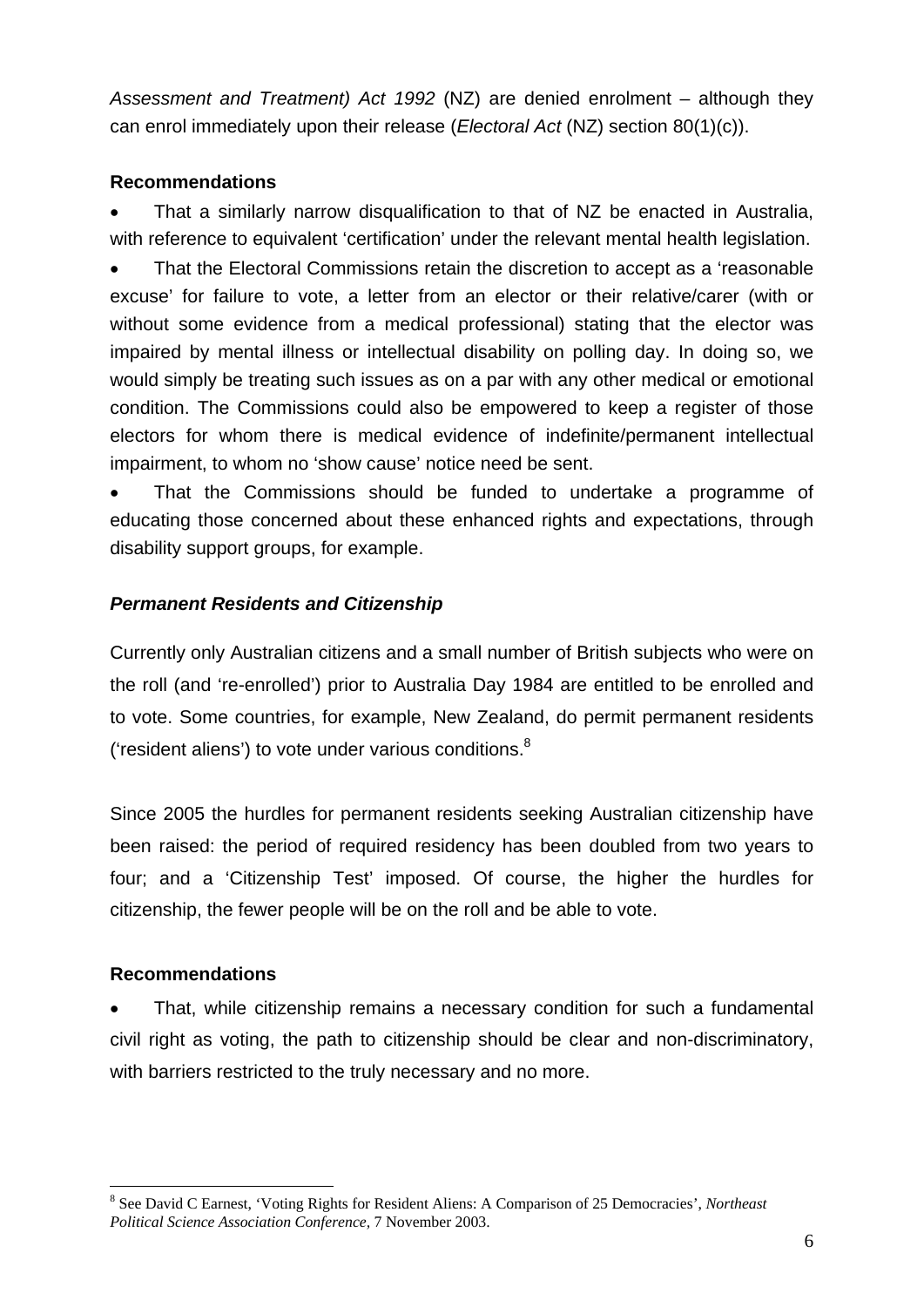*Assessment and Treatment) Act 1992* (NZ) are denied enrolment – although they can enrol immediately upon their release (*Electoral Act* (NZ) section 80(1)(c)).

**Recommendations**

- That a similarly narrow disqualification to that of NZ be enacted in Australia, with reference to equivalent 'certification' under the relevant mental health legislation.
- That the Electoral Commissions retain the discretion to accept as a 'reasonable excuse' for failure to vote, a letter from an elector or their relative/carer (with or without some evidence from a medical professional) stating that the elector was impaired by mental illness or intellectual disability on polling day. In doing so, we would simply be treating such issues as on a par with any other medical or emotional condition. The Commissions could also be empowered to keep a register of those electors for whom there is medical evidence of indefinite/permanent intellectual impairment, to whom no 'show cause' notice need be sent.
- That the Commissions should be funded to undertake a programme of educating those concerned about these enhanced rights and expectations, through disability support groups, for example.

### *Permanent Residents and Citizenship*

Currently only Australian citizens and a small number of British subjects who were on the roll (and 're-enrolled') prior to Australia Day 1984 are entitled to be enrolled and to vote. Some countries, for example, New Zealand, do permit permanent residents ('resident aliens') to vote under various conditions.[8]

Since 2005 the hurdles for permanent residents seeking Australian citizenship have been raised: the period of required residency has been doubled from two years to four; and a 'Citizenship Test' imposed. Of course, the higher the hurdles for citizenship, the fewer people will be on the roll and be able to vote.

**Recommendations**

- That, while citizenship remains a necessary condition for such a fundamental civil right as voting, the path to citizenship should be clear and non-discriminatory, with barriers restricted to the truly necessary and no more.

---

[8] See David C Earnest, 'Voting Rights for Resident Aliens: A Comparison of 25 Democracies', *Northeast Political Science Association Conference,* 7 November 2003.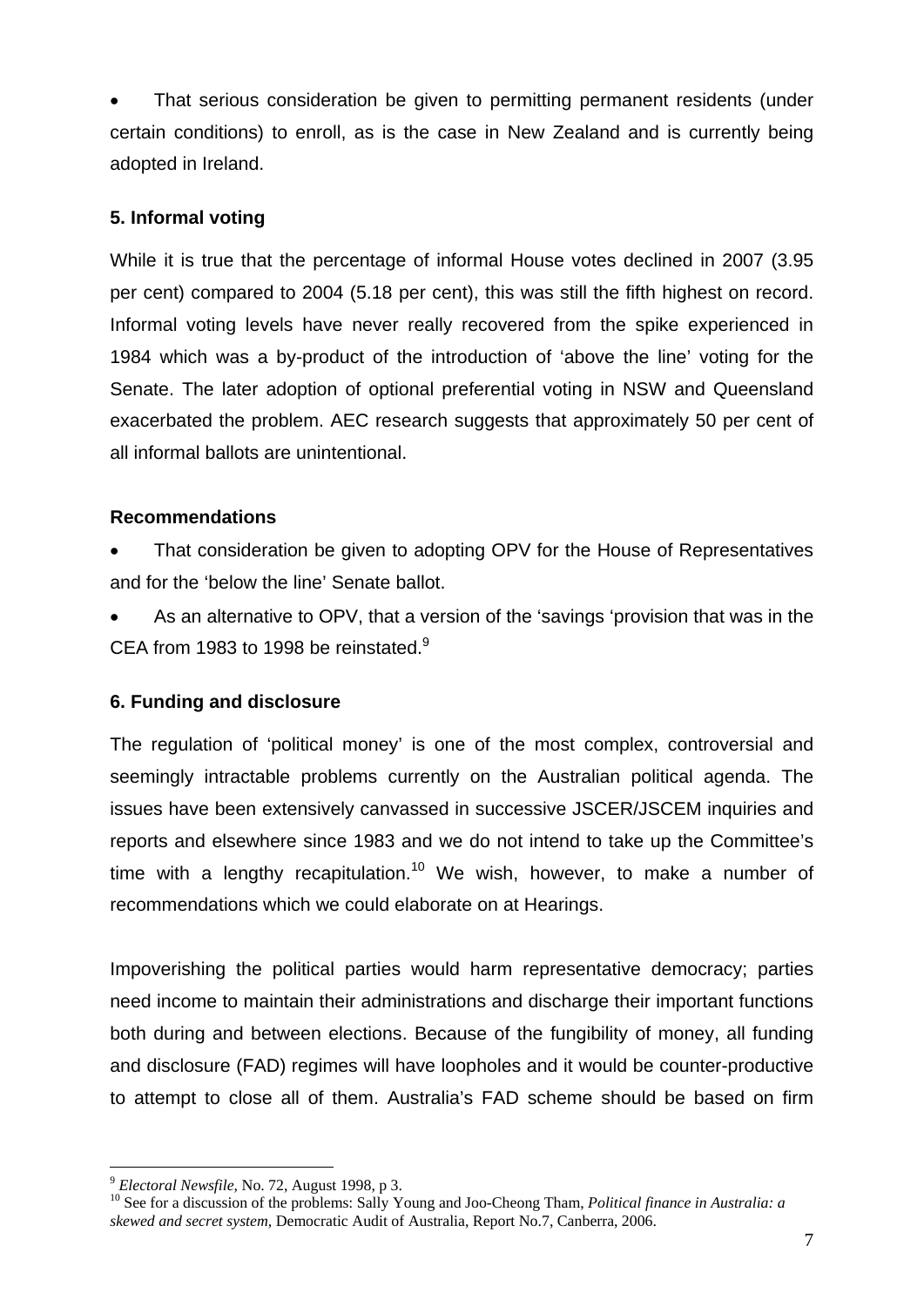- That serious consideration be given to permitting permanent residents (under certain conditions) to enroll, as is the case in New Zealand and is currently being adopted in Ireland.

### 5. Informal voting

While it is true that the percentage of informal House votes declined in 2007 (3.95 per cent) compared to 2004 (5.18 per cent), this was still the fifth highest on record. Informal voting levels have never really recovered from the spike experienced in 1984 which was a by-product of the introduction of 'above the line' voting for the Senate. The later adoption of optional preferential voting in NSW and Queensland exacerbated the problem. AEC research suggests that approximately 50 per cent of all informal ballots are unintentional.

**Recommendations**

- That consideration be given to adopting OPV for the House of Representatives and for the 'below the line' Senate ballot.
- As an alternative to OPV, that a version of the 'savings 'provision that was in the CEA from 1983 to 1998 be reinstated.[9]

### 6. Funding and disclosure

The regulation of 'political money' is one of the most complex, controversial and seemingly intractable problems currently on the Australian political agenda. The issues have been extensively canvassed in successive JSCER/JSCEM inquiries and reports and elsewhere since 1983 and we do not intend to take up the Committee's time with a lengthy recapitulation.[10] We wish, however, to make a number of recommendations which we could elaborate on at Hearings.

Impoverishing the political parties would harm representative democracy; parties need income to maintain their administrations and discharge their important functions both during and between elections. Because of the fungibility of money, all funding and disclosure (FAD) regimes will have loopholes and it would be counter-productive to attempt to close all of them. Australia's FAD scheme should be based on firm

---

[9] *Electoral Newsfile*, No. 72, August 1998, p 3.

[10] See for a discussion of the problems: Sally Young and Joo-Cheong Tham, *Political finance in Australia: a skewed and secret system*, Democratic Audit of Australia, Report No.7, Canberra, 2006.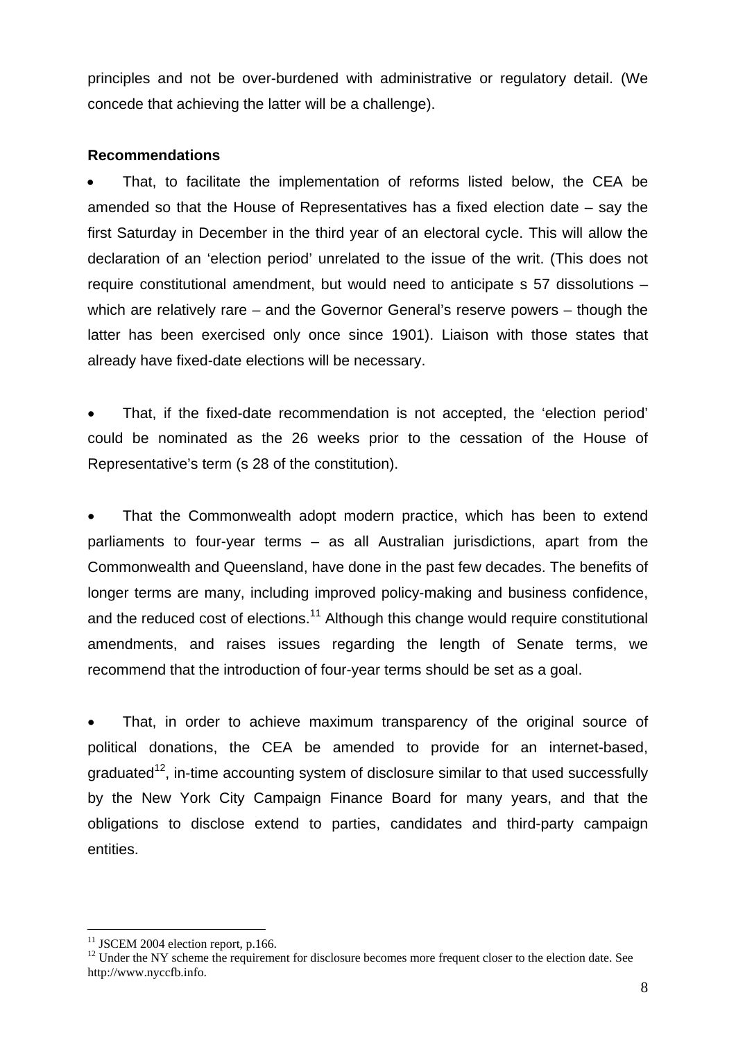principles and not be over-burdened with administrative or regulatory detail. (We concede that achieving the latter will be a challenge).

**Recommendations**

- That, to facilitate the implementation of reforms listed below, the CEA be amended so that the House of Representatives has a fixed election date – say the first Saturday in December in the third year of an electoral cycle. This will allow the declaration of an 'election period' unrelated to the issue of the writ. (This does not require constitutional amendment, but would need to anticipate s 57 dissolutions – which are relatively rare – and the Governor General's reserve powers – though the latter has been exercised only once since 1901). Liaison with those states that already have fixed-date elections will be necessary.

- That, if the fixed-date recommendation is not accepted, the 'election period' could be nominated as the 26 weeks prior to the cessation of the House of Representative's term (s 28 of the constitution).

- That the Commonwealth adopt modern practice, which has been to extend parliaments to four-year terms – as all Australian jurisdictions, apart from the Commonwealth and Queensland, have done in the past few decades. The benefits of longer terms are many, including improved policy-making and business confidence, and the reduced cost of elections.[11] Although this change would require constitutional amendments, and raises issues regarding the length of Senate terms, we recommend that the introduction of four-year terms should be set as a goal.

- That, in order to achieve maximum transparency of the original source of political donations, the CEA be amended to provide for an internet-based, graduated[12], in-time accounting system of disclosure similar to that used successfully by the New York City Campaign Finance Board for many years, and that the obligations to disclose extend to parties, candidates and third-party campaign entities.

---

[11] JSCEM 2004 election report, p.166.

[12] Under the NY scheme the requirement for disclosure becomes more frequent closer to the election date. See http://www.nyccfb.info.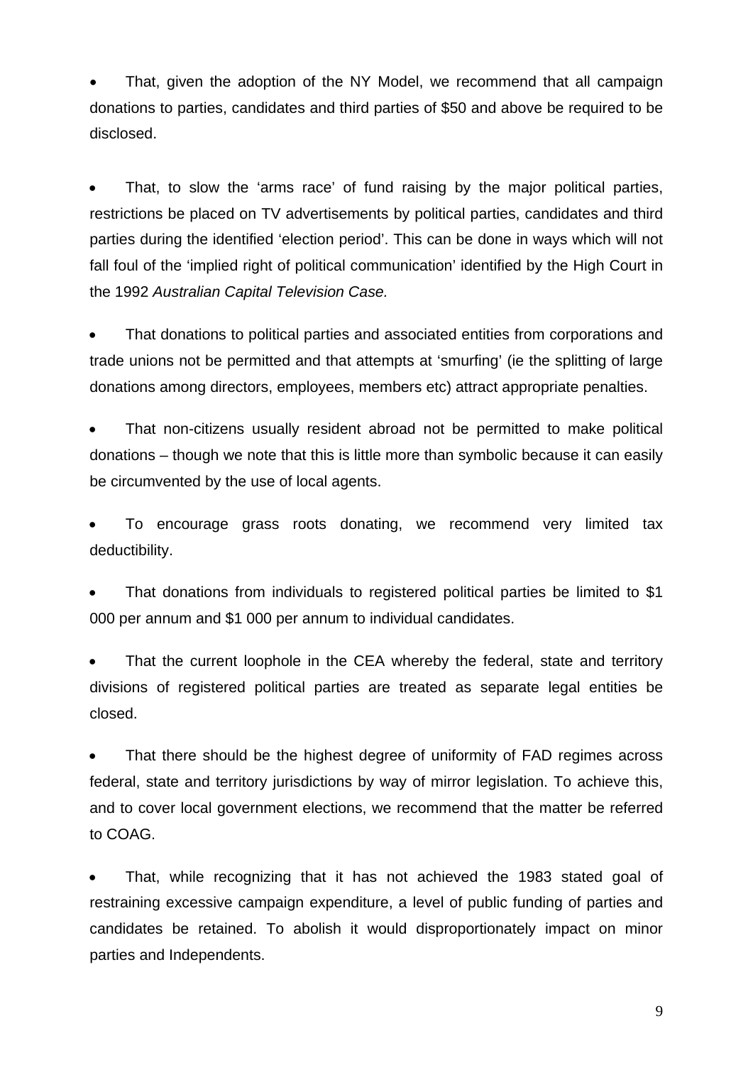- That, given the adoption of the NY Model, we recommend that all campaign donations to parties, candidates and third parties of $50 and above be required to be disclosed.

- That, to slow the 'arms race' of fund raising by the major political parties, restrictions be placed on TV advertisements by political parties, candidates and third parties during the identified 'election period'. This can be done in ways which will not fall foul of the 'implied right of political communication' identified by the High Court in the 1992 *Australian Capital Television Case.*

- That donations to political parties and associated entities from corporations and trade unions not be permitted and that attempts at 'smurfing' (ie the splitting of large donations among directors, employees, members etc) attract appropriate penalties.

- That non-citizens usually resident abroad not be permitted to make political donations – though we note that this is little more than symbolic because it can easily be circumvented by the use of local agents.

- To encourage grass roots donating, we recommend very limited tax deductibility.

- That donations from individuals to registered political parties be limited to $1 000 per annum and $1 000 per annum to individual candidates.

- That the current loophole in the CEA whereby the federal, state and territory divisions of registered political parties are treated as separate legal entities be closed.

- That there should be the highest degree of uniformity of FAD regimes across federal, state and territory jurisdictions by way of mirror legislation. To achieve this, and to cover local government elections, we recommend that the matter be referred to COAG.

- That, while recognizing that it has not achieved the 1983 stated goal of restraining excessive campaign expenditure, a level of public funding of parties and candidates be retained. To abolish it would disproportionately impact on minor parties and Independents.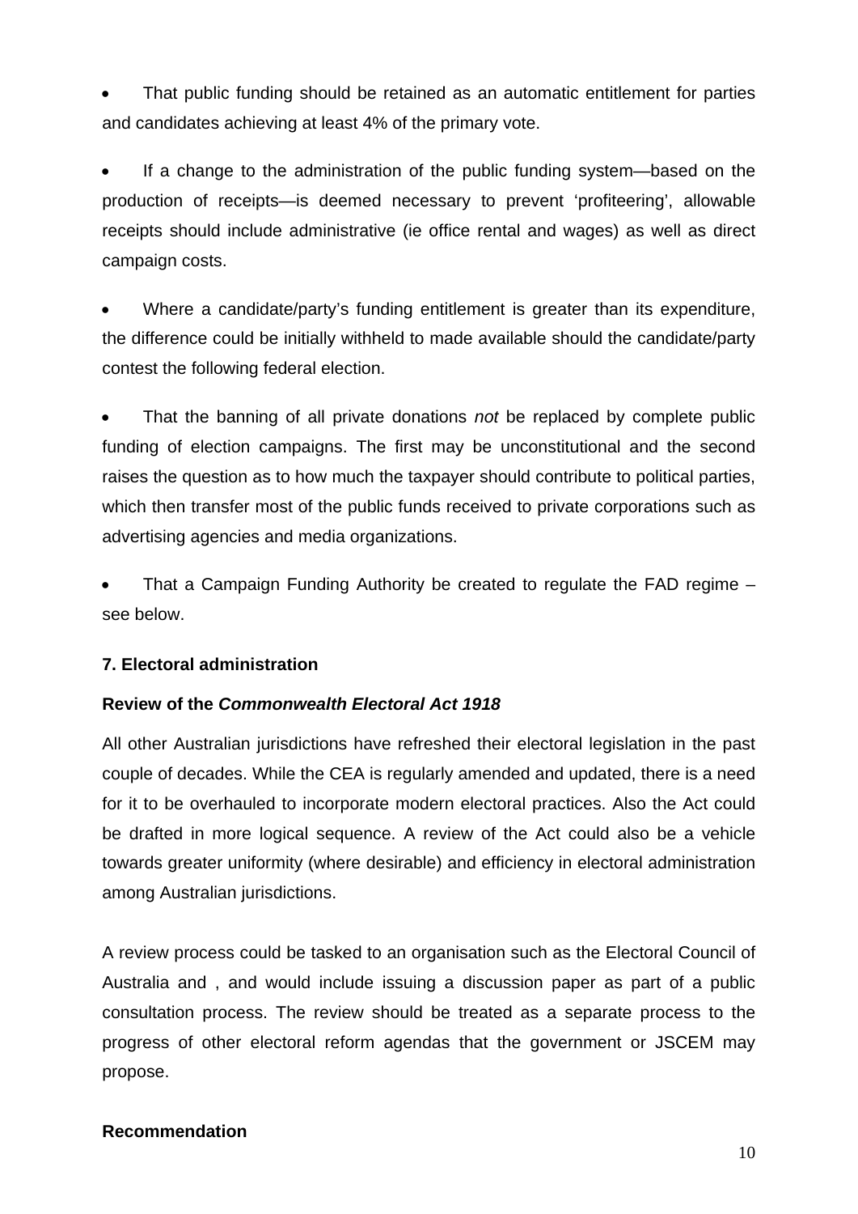- That public funding should be retained as an automatic entitlement for parties and candidates achieving at least 4% of the primary vote.

- If a change to the administration of the public funding system—based on the production of receipts—is deemed necessary to prevent 'profiteering', allowable receipts should include administrative (ie office rental and wages) as well as direct campaign costs.

- Where a candidate/party's funding entitlement is greater than its expenditure, the difference could be initially withheld to made available should the candidate/party contest the following federal election.

- That the banning of all private donations *not* be replaced by complete public funding of election campaigns. The first may be unconstitutional and the second raises the question as to how much the taxpayer should contribute to political parties, which then transfer most of the public funds received to private corporations such as advertising agencies and media organizations.

- That a Campaign Funding Authority be created to regulate the FAD regime – see below.

**7. Electoral administration**

**Review of the *Commonwealth Electoral Act 1918***

All other Australian jurisdictions have refreshed their electoral legislation in the past couple of decades. While the CEA is regularly amended and updated, there is a need for it to be overhauled to incorporate modern electoral practices. Also the Act could be drafted in more logical sequence. A review of the Act could also be a vehicle towards greater uniformity (where desirable) and efficiency in electoral administration among Australian jurisdictions.

A review process could be tasked to an organisation such as the Electoral Council of Australia and , and would include issuing a discussion paper as part of a public consultation process. The review should be treated as a separate process to the progress of other electoral reform agendas that the government or JSCEM may propose.

**Recommendation**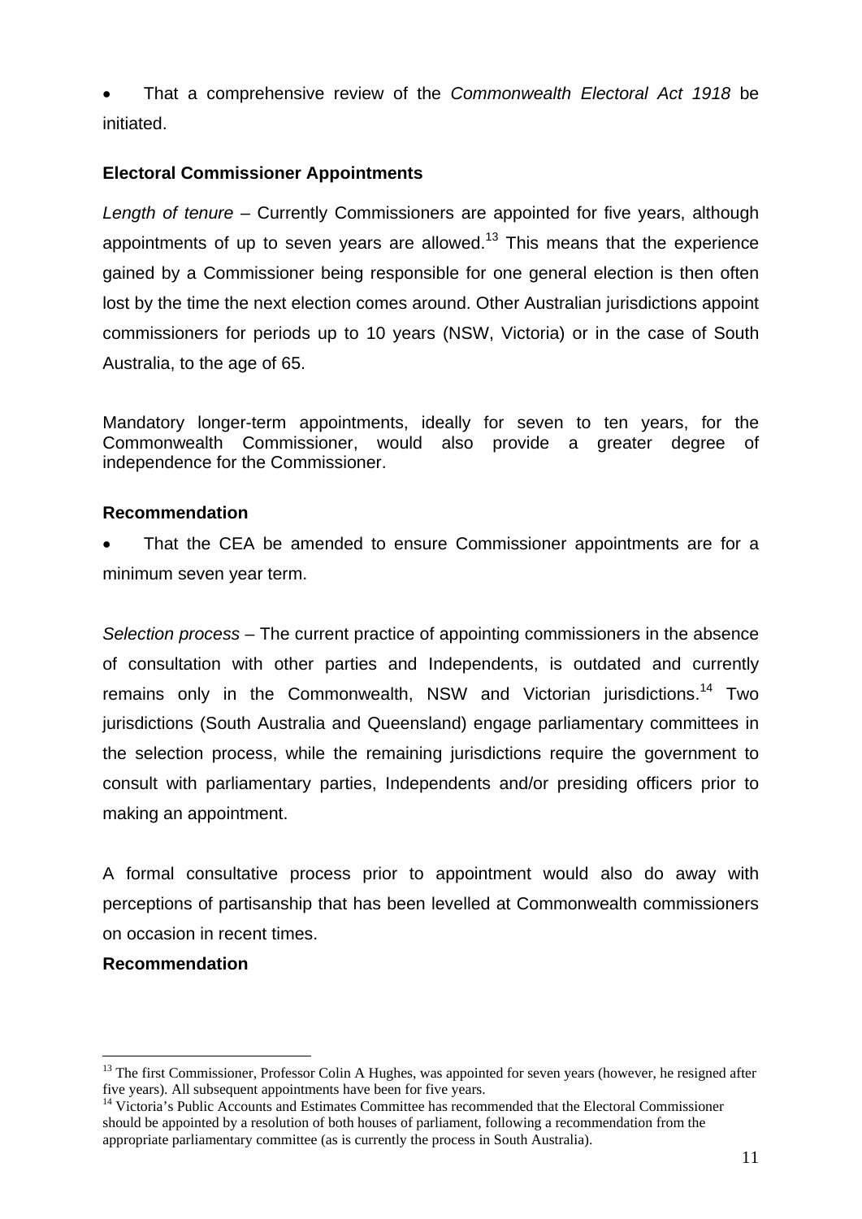- That a comprehensive review of the *Commonwealth Electoral Act 1918* be initiated.

**Electoral Commissioner Appointments**

*Length of tenure* – Currently Commissioners are appointed for five years, although appointments of up to seven years are allowed.[13] This means that the experience gained by a Commissioner being responsible for one general election is then often lost by the time the next election comes around. Other Australian jurisdictions appoint commissioners for periods up to 10 years (NSW, Victoria) or in the case of South Australia, to the age of 65.

Mandatory longer-term appointments, ideally for seven to ten years, for the Commonwealth Commissioner, would also provide a greater degree of independence for the Commissioner.

**Recommendation**

- That the CEA be amended to ensure Commissioner appointments are for a minimum seven year term.

*Selection process* – The current practice of appointing commissioners in the absence of consultation with other parties and Independents, is outdated and currently remains only in the Commonwealth, NSW and Victorian jurisdictions.[14] Two jurisdictions (South Australia and Queensland) engage parliamentary committees in the selection process, while the remaining jurisdictions require the government to consult with parliamentary parties, Independents and/or presiding officers prior to making an appointment.

A formal consultative process prior to appointment would also do away with perceptions of partisanship that has been levelled at Commonwealth commissioners on occasion in recent times.

**Recommendation**

---

[13] The first Commissioner, Professor Colin A Hughes, was appointed for seven years (however, he resigned after five years). All subsequent appointments have been for five years.

[14] Victoria's Public Accounts and Estimates Committee has recommended that the Electoral Commissioner should be appointed by a resolution of both houses of parliament, following a recommendation from the appropriate parliamentary committee (as is currently the process in South Australia).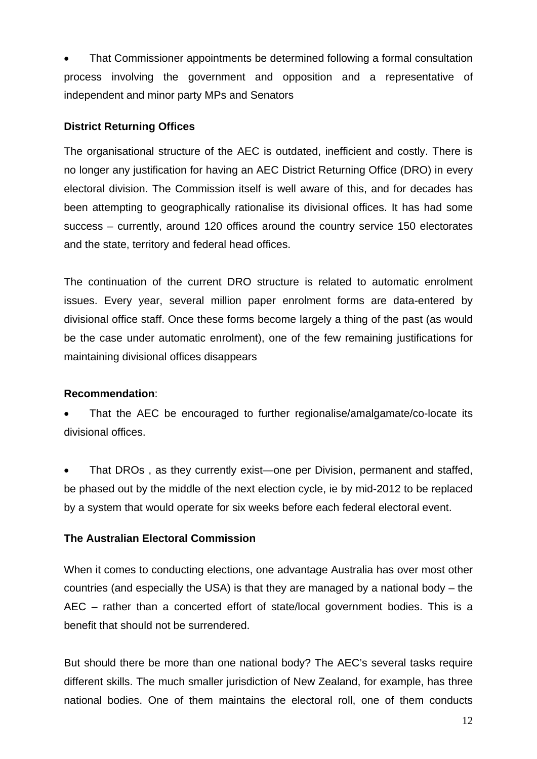- That Commissioner appointments be determined following a formal consultation process involving the government and opposition and a representative of independent and minor party MPs and Senators

**District Returning Offices**

The organisational structure of the AEC is outdated, inefficient and costly. There is no longer any justification for having an AEC District Returning Office (DRO) in every electoral division. The Commission itself is well aware of this, and for decades has been attempting to geographically rationalise its divisional offices. It has had some success – currently, around 120 offices around the country service 150 electorates and the state, territory and federal head offices.

The continuation of the current DRO structure is related to automatic enrolment issues. Every year, several million paper enrolment forms are data-entered by divisional office staff. Once these forms become largely a thing of the past (as would be the case under automatic enrolment), one of the few remaining justifications for maintaining divisional offices disappears

**Recommendation**:

- That the AEC be encouraged to further regionalise/amalgamate/co-locate its divisional offices.

- That DROs , as they currently exist—one per Division, permanent and staffed, be phased out by the middle of the next election cycle, ie by mid-2012 to be replaced by a system that would operate for six weeks before each federal electoral event.

**The Australian Electoral Commission**

When it comes to conducting elections, one advantage Australia has over most other countries (and especially the USA) is that they are managed by a national body – the AEC – rather than a concerted effort of state/local government bodies. This is a benefit that should not be surrendered.

But should there be more than one national body? The AEC's several tasks require different skills. The much smaller jurisdiction of New Zealand, for example, has three national bodies. One of them maintains the electoral roll, one of them conducts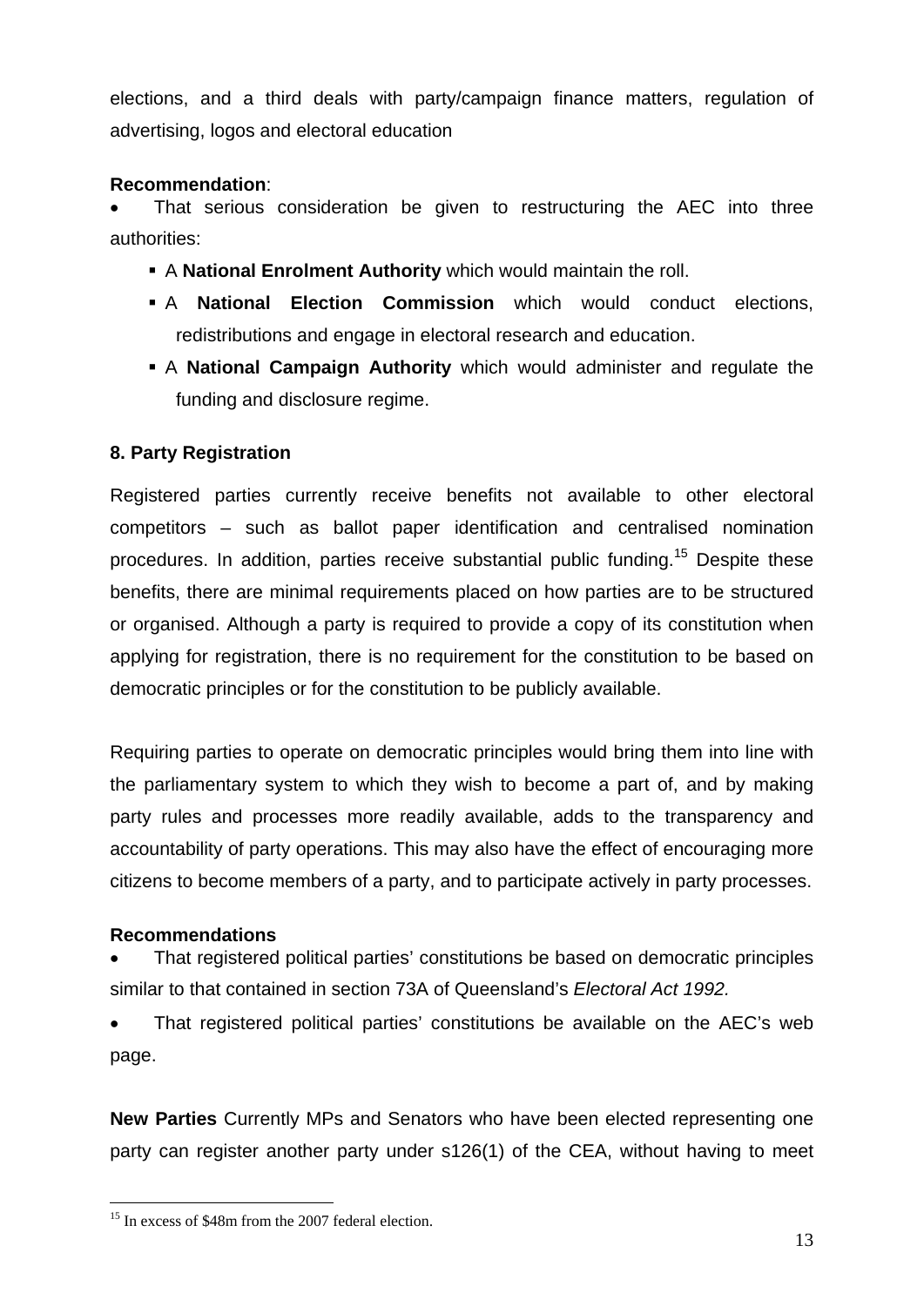elections, and a third deals with party/campaign finance matters, regulation of advertising, logos and electoral education

**Recommendation**:

- That serious consideration be given to restructuring the AEC into three authorities:
  - A **National Enrolment Authority** which would maintain the roll.
  - A **National Election Commission** which would conduct elections, redistributions and engage in electoral research and education.
  - A **National Campaign Authority** which would administer and regulate the funding and disclosure regime.

### 8. Party Registration

Registered parties currently receive benefits not available to other electoral competitors – such as ballot paper identification and centralised nomination procedures. In addition, parties receive substantial public funding.[15] Despite these benefits, there are minimal requirements placed on how parties are to be structured or organised. Although a party is required to provide a copy of its constitution when applying for registration, there is no requirement for the constitution to be based on democratic principles or for the constitution to be publicly available.

Requiring parties to operate on democratic principles would bring them into line with the parliamentary system to which they wish to become a part of, and by making party rules and processes more readily available, adds to the transparency and accountability of party operations. This may also have the effect of encouraging more citizens to become members of a party, and to participate actively in party processes.

**Recommendations**

- That registered political parties' constitutions be based on democratic principles similar to that contained in section 73A of Queensland's *Electoral Act 1992.*
- That registered political parties' constitutions be available on the AEC's web page.

**New Parties** Currently MPs and Senators who have been elected representing one party can register another party under s126(1) of the CEA, without having to meet

[15] In excess of $48m from the 2007 federal election.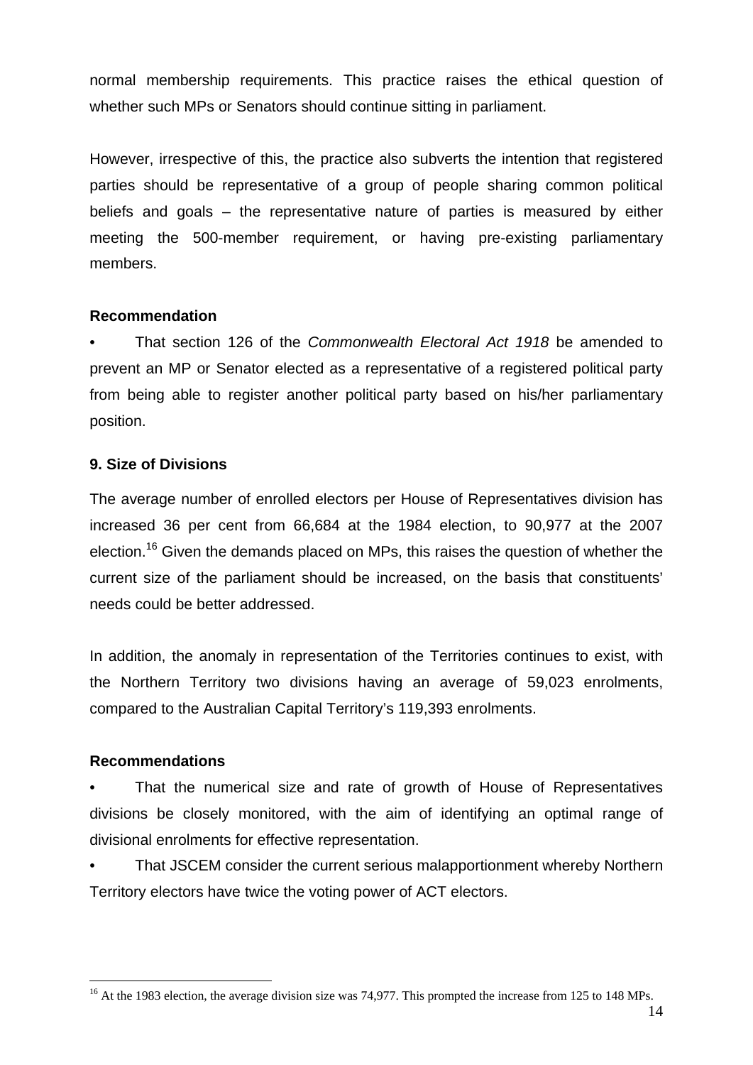normal membership requirements. This practice raises the ethical question of whether such MPs or Senators should continue sitting in parliament.

However, irrespective of this, the practice also subverts the intention that registered parties should be representative of a group of people sharing common political beliefs and goals – the representative nature of parties is measured by either meeting the 500-member requirement, or having pre-existing parliamentary members.

**Recommendation**

- That section 126 of the *Commonwealth Electoral Act 1918* be amended to prevent an MP or Senator elected as a representative of a registered political party from being able to register another political party based on his/her parliamentary position.

### 9. Size of Divisions

The average number of enrolled electors per House of Representatives division has increased 36 per cent from 66,684 at the 1984 election, to 90,977 at the 2007 election.[16] Given the demands placed on MPs, this raises the question of whether the current size of the parliament should be increased, on the basis that constituents' needs could be better addressed.

In addition, the anomaly in representation of the Territories continues to exist, with the Northern Territory two divisions having an average of 59,023 enrolments, compared to the Australian Capital Territory's 119,393 enrolments.

**Recommendations**

- That the numerical size and rate of growth of House of Representatives divisions be closely monitored, with the aim of identifying an optimal range of divisional enrolments for effective representation.
- That JSCEM consider the current serious malapportionment whereby Northern Territory electors have twice the voting power of ACT electors.

[16] At the 1983 election, the average division size was 74,977. This prompted the increase from 125 to 148 MPs.